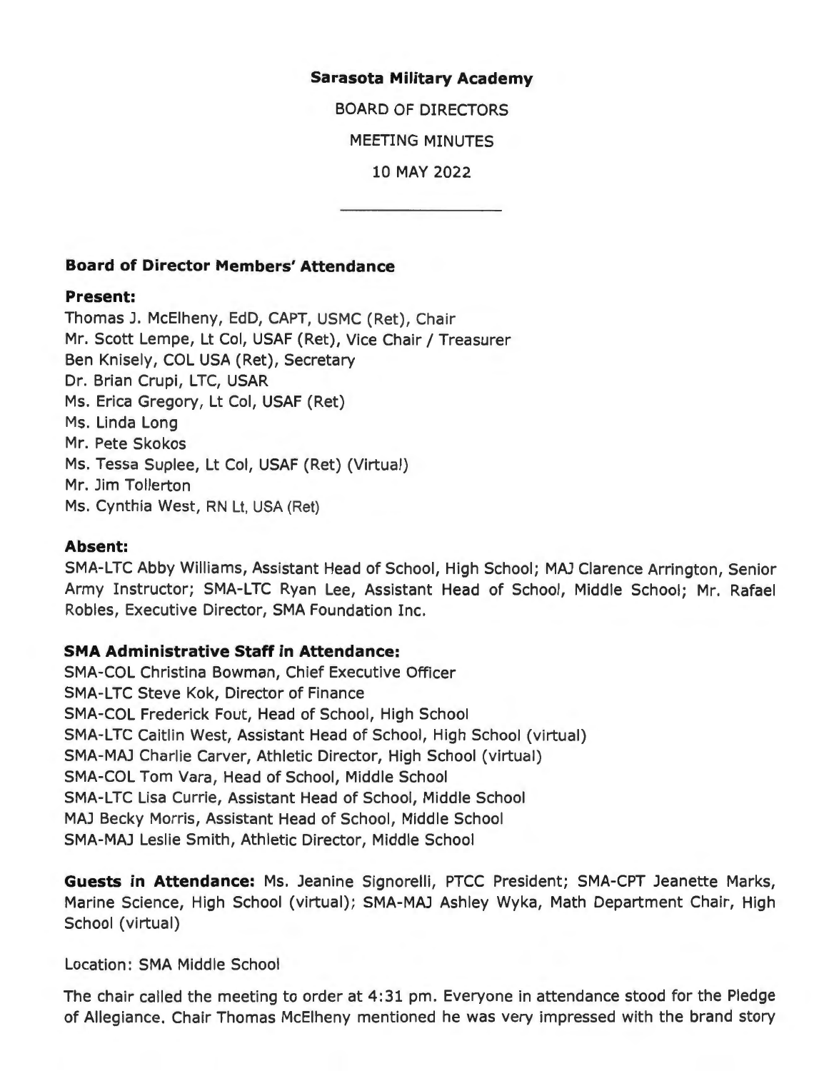**Sarasota Military Academy**

BOARD OF DIRECTORS

MEETING MINUTES

10 MAY 2022

---

**Board of Director Members' Attendance**

**Present:**

Thomas J. McElheny, EdD, CAPT, USMC (Ret), Chair
Mr. Scott Lempe, Lt Col, USAF (Ret), Vice Chair / Treasurer
Ben Knisely, COL USA (Ret), Secretary
Dr. Brian Crupi, LTC, USAR
Ms. Erica Gregory, Lt Col, USAF (Ret)
Ms. Linda Long
Mr. Pete Skokos
Ms. Tessa Suplee, Lt Col, USAF (Ret) (Virtual)
Mr. Jim Tollerton
Ms. Cynthia West, RN Lt, USA (Ret)

**Absent:**

SMA-LTC Abby Williams, Assistant Head of School, High School; MAJ Clarence Arrington, Senior Army Instructor; SMA-LTC Ryan Lee, Assistant Head of School, Middle School; Mr. Rafael Robles, Executive Director, SMA Foundation Inc.

**SMA Administrative Staff in Attendance:**

SMA-COL Christina Bowman, Chief Executive Officer
SMA-LTC Steve Kok, Director of Finance
SMA-COL Frederick Fout, Head of School, High School
SMA-LTC Caitlin West, Assistant Head of School, High School (virtual)
SMA-MAJ Charlie Carver, Athletic Director, High School (virtual)
SMA-COL Tom Vara, Head of School, Middle School
SMA-LTC Lisa Currie, Assistant Head of School, Middle School
MAJ Becky Morris, Assistant Head of School, Middle School
SMA-MAJ Leslie Smith, Athletic Director, Middle School

**Guests in Attendance:** Ms. Jeanine Signorelli, PTCC President; SMA-CPT Jeanette Marks, Marine Science, High School (virtual); SMA-MAJ Ashley Wyka, Math Department Chair, High School (virtual)

Location: SMA Middle School

The chair called the meeting to order at 4:31 pm. Everyone in attendance stood for the Pledge of Allegiance. Chair Thomas McElheny mentioned he was very impressed with the brand story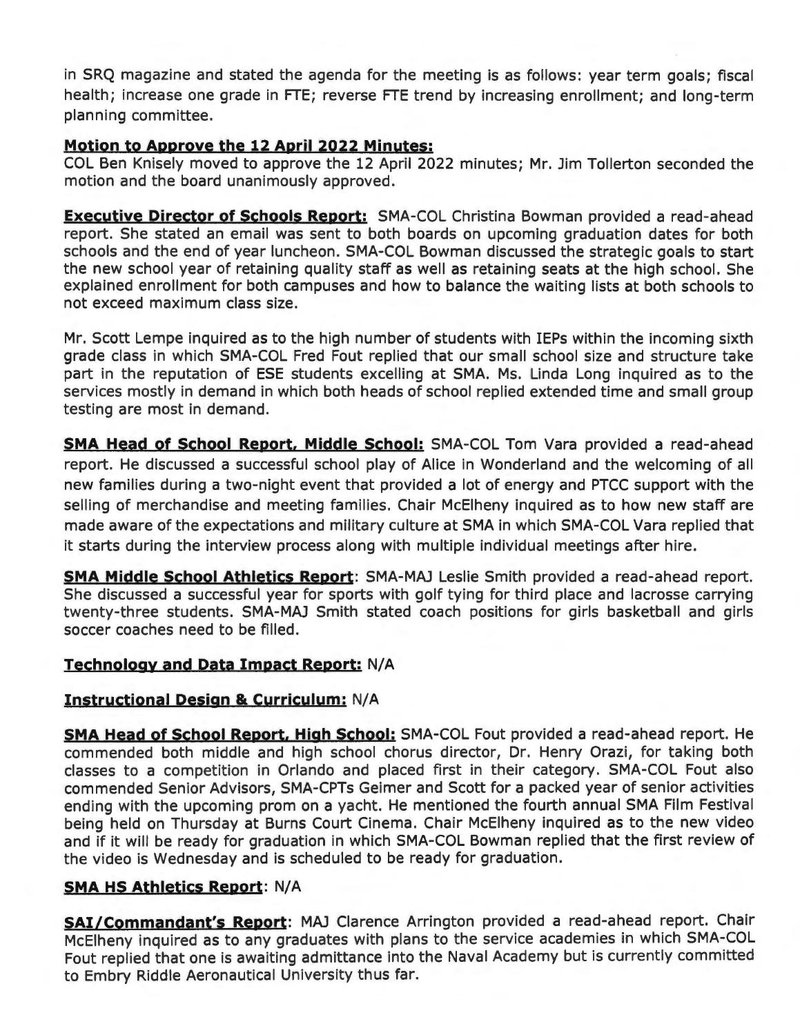in SRQ magazine and stated the agenda for the meeting is as follows: year term goals; fiscal health; increase one grade in FTE; reverse FTE trend by increasing enrollment; and long-term planning committee.

**Motion to Approve the 12 April 2022 Minutes:**
COL Ben Knisely moved to approve the 12 April 2022 minutes; Mr. Jim Tollerton seconded the motion and the board unanimously approved.

**Executive Director of Schools Report:** SMA-COL Christina Bowman provided a read-ahead report. She stated an email was sent to both boards on upcoming graduation dates for both schools and the end of year luncheon. SMA-COL Bowman discussed the strategic goals to start the new school year of retaining quality staff as well as retaining seats at the high school. She explained enrollment for both campuses and how to balance the waiting lists at both schools to not exceed maximum class size.

Mr. Scott Lempe inquired as to the high number of students with IEPs within the incoming sixth grade class in which SMA-COL Fred Fout replied that our small school size and structure take part in the reputation of ESE students excelling at SMA. Ms. Linda Long inquired as to the services mostly in demand in which both heads of school replied extended time and small group testing are most in demand.

**SMA Head of School Report, Middle School:** SMA-COL Tom Vara provided a read-ahead report. He discussed a successful school play of Alice in Wonderland and the welcoming of all new families during a two-night event that provided a lot of energy and PTCC support with the selling of merchandise and meeting families. Chair McElheny inquired as to how new staff are made aware of the expectations and military culture at SMA in which SMA-COL Vara replied that it starts during the interview process along with multiple individual meetings after hire.

**SMA Middle School Athletics Report**: SMA-MAJ Leslie Smith provided a read-ahead report. She discussed a successful year for sports with golf tying for third place and lacrosse carrying twenty-three students. SMA-MAJ Smith stated coach positions for girls basketball and girls soccer coaches need to be filled.

**Technology and Data Impact Report:** N/A

**Instructional Design & Curriculum:** N/A

**SMA Head of School Report, High School:** SMA-COL Fout provided a read-ahead report. He commended both middle and high school chorus director, Dr. Henry Orazi, for taking both classes to a competition in Orlando and placed first in their category. SMA-COL Fout also commended Senior Advisors, SMA-CPTs Geimer and Scott for a packed year of senior activities ending with the upcoming prom on a yacht. He mentioned the fourth annual SMA Film Festival being held on Thursday at Burns Court Cinema. Chair McElheny inquired as to the new video and if it will be ready for graduation in which SMA-COL Bowman replied that the first review of the video is Wednesday and is scheduled to be ready for graduation.

**SMA HS Athletics Report**: N/A

**SAI/Commandant's Report**: MAJ Clarence Arrington provided a read-ahead report. Chair McElheny inquired as to any graduates with plans to the service academies in which SMA-COL Fout replied that one is awaiting admittance into the Naval Academy but is currently committed to Embry Riddle Aeronautical University thus far.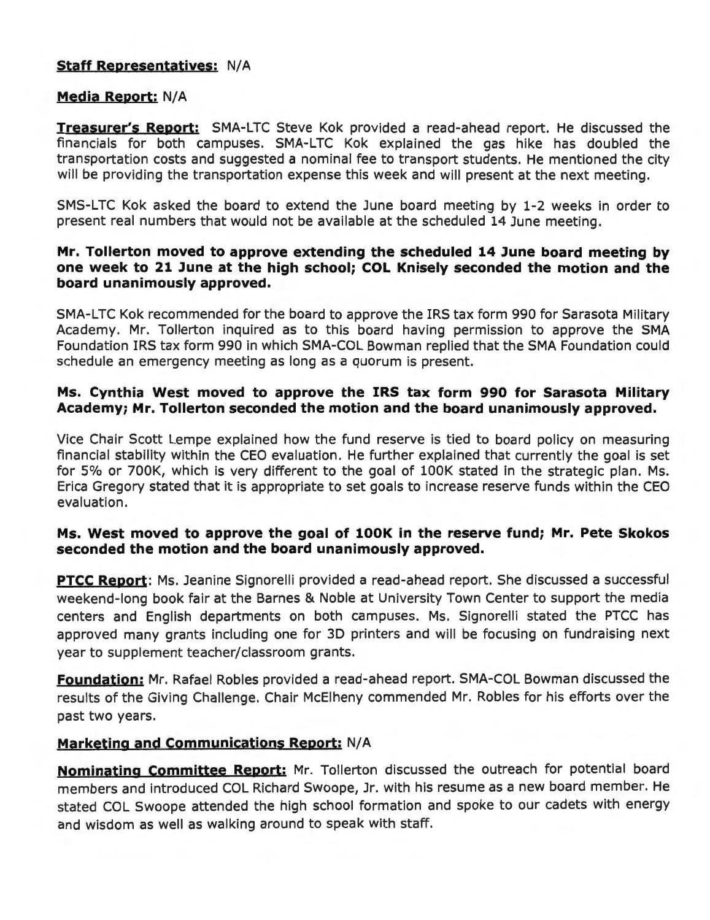**Staff Representatives:** N/A

**Media Report:** N/A

**Treasurer's Report:** SMA-LTC Steve Kok provided a read-ahead report. He discussed the financials for both campuses. SMA-LTC Kok explained the gas hike has doubled the transportation costs and suggested a nominal fee to transport students. He mentioned the city will be providing the transportation expense this week and will present at the next meeting.

SMS-LTC Kok asked the board to extend the June board meeting by 1-2 weeks in order to present real numbers that would not be available at the scheduled 14 June meeting.

**Mr. Tollerton moved to approve extending the scheduled 14 June board meeting by one week to 21 June at the high school; COL Knisely seconded the motion and the board unanimously approved.**

SMA-LTC Kok recommended for the board to approve the IRS tax form 990 for Sarasota Military Academy. Mr. Tollerton inquired as to this board having permission to approve the SMA Foundation IRS tax form 990 in which SMA-COL Bowman replied that the SMA Foundation could schedule an emergency meeting as long as a quorum is present.

**Ms. Cynthia West moved to approve the IRS tax form 990 for Sarasota Military Academy; Mr. Tollerton seconded the motion and the board unanimously approved.**

Vice Chair Scott Lempe explained how the fund reserve is tied to board policy on measuring financial stability within the CEO evaluation. He further explained that currently the goal is set for 5% or 700K, which is very different to the goal of 100K stated in the strategic plan. Ms. Erica Gregory stated that it is appropriate to set goals to increase reserve funds within the CEO evaluation.

**Ms. West moved to approve the goal of 100K in the reserve fund; Mr. Pete Skokos seconded the motion and the board unanimously approved.**

**PTCC Report**: Ms. Jeanine Signorelli provided a read-ahead report. She discussed a successful weekend-long book fair at the Barnes & Noble at University Town Center to support the media centers and English departments on both campuses. Ms. Signorelli stated the PTCC has approved many grants including one for 3D printers and will be focusing on fundraising next year to supplement teacher/classroom grants.

**Foundation:** Mr. Rafael Robles provided a read-ahead report. SMA-COL Bowman discussed the results of the Giving Challenge. Chair McElheny commended Mr. Robles for his efforts over the past two years.

**Marketing and Communications Report:** N/A

**Nominating Committee Report:** Mr. Tollerton discussed the outreach for potential board members and introduced COL Richard Swoope, Jr. with his resume as a new board member. He stated COL Swoope attended the high school formation and spoke to our cadets with energy and wisdom as well as walking around to speak with staff.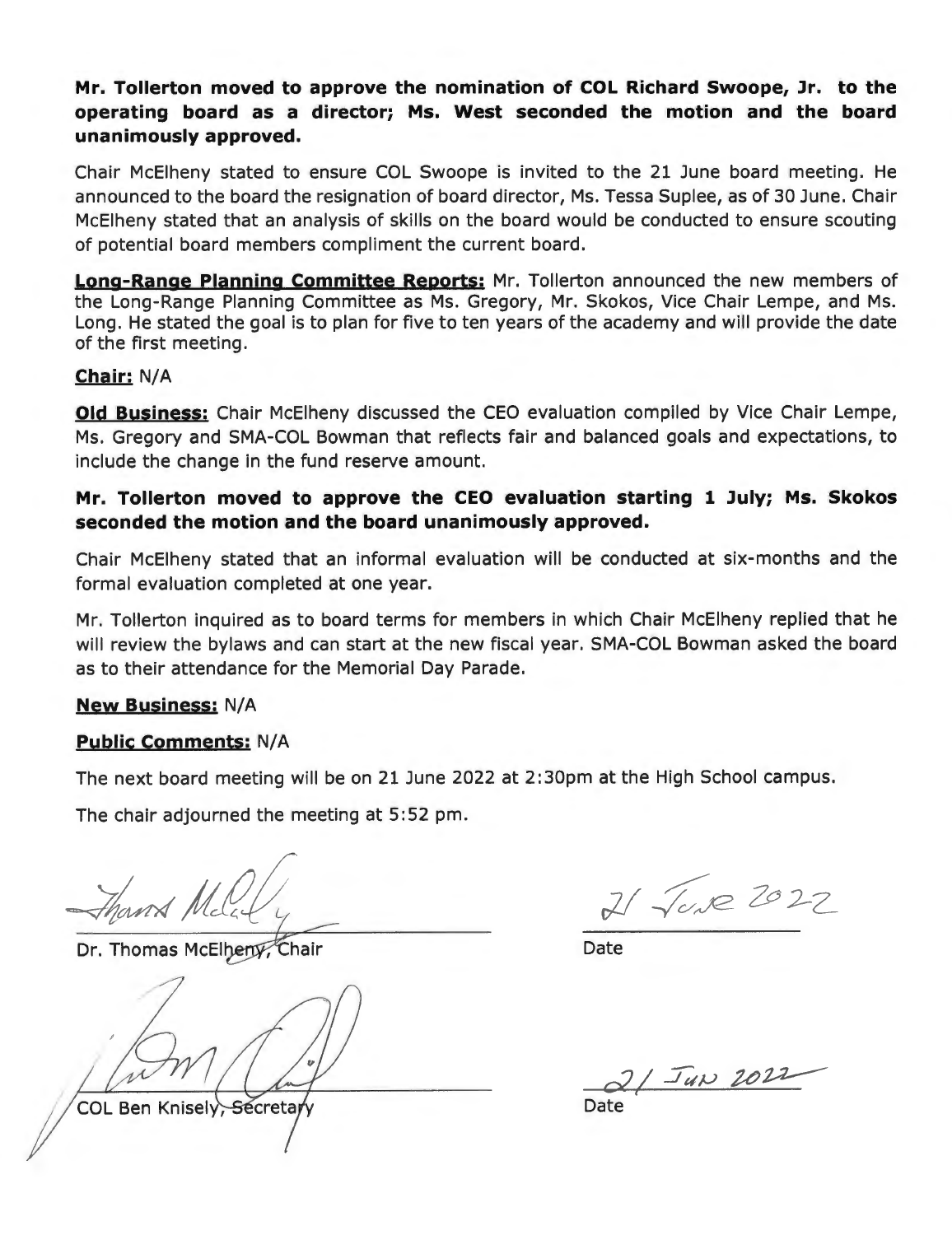**Mr. Tollerton moved to approve the nomination of COL Richard Swoope, Jr. to the operating board as a director; Ms. West seconded the motion and the board unanimously approved.**

Chair McElheny stated to ensure COL Swoope is invited to the 21 June board meeting. He announced to the board the resignation of board director, Ms. Tessa Suplee, as of 30 June. Chair McElheny stated that an analysis of skills on the board would be conducted to ensure scouting of potential board members compliment the current board.

**Long-Range Planning Committee Reports:** Mr. Tollerton announced the new members of the Long-Range Planning Committee as Ms. Gregory, Mr. Skokos, Vice Chair Lempe, and Ms. Long. He stated the goal is to plan for five to ten years of the academy and will provide the date of the first meeting.

**Chair:** N/A

**Old Business:** Chair McElheny discussed the CEO evaluation compiled by Vice Chair Lempe, Ms. Gregory and SMA-COL Bowman that reflects fair and balanced goals and expectations, to include the change in the fund reserve amount.

**Mr. Tollerton moved to approve the CEO evaluation starting 1 July; Ms. Skokos seconded the motion and the board unanimously approved.**

Chair McElheny stated that an informal evaluation will be conducted at six-months and the formal evaluation completed at one year.

Mr. Tollerton inquired as to board terms for members in which Chair McElheny replied that he will review the bylaws and can start at the new fiscal year. SMA-COL Bowman asked the board as to their attendance for the Memorial Day Parade.

**New Business:** N/A

**Public Comments:** N/A

The next board meeting will be on 21 June 2022 at 2:30pm at the High School campus.

The chair adjourned the meeting at 5:52 pm.

Dr. Thomas McElheny, Chair — Date: 21 June 2022

COL Ben Knisely, Secretary — Date: 21 Jun 2022